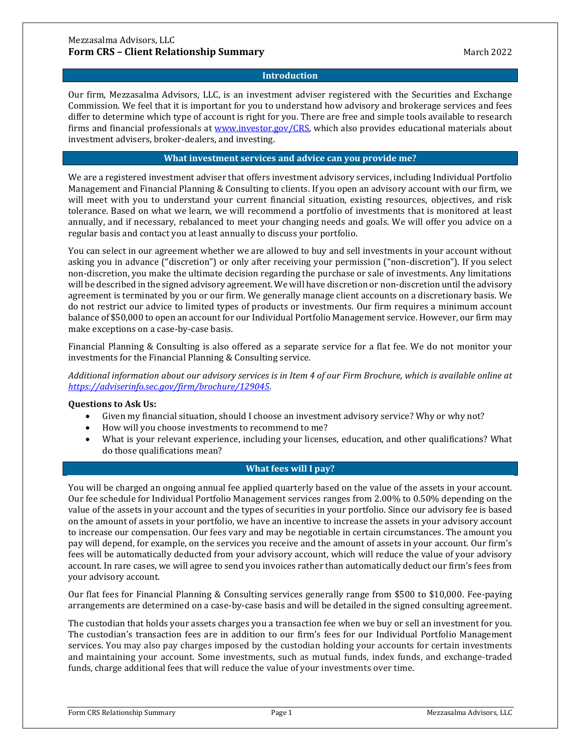Mezzasalma Advisors, LLC

# Form CRS – Client Relationship Summary

March 2022

## Introduction

Our firm, Mezzasalma Advisors, LLC, is an investment adviser registered with the Securities and Exchange Commission. We feel that it is important for you to understand how advisory and brokerage services and fees differ to determine which type of account is right for you. There are free and simple tools available to research firms and financial professionals at [www.investor.gov/CRS](www.investor.gov/CRS), which also provides educational materials about investment advisers, broker-dealers, and investing.

## What investment services and advice can you provide me?

We are a registered investment adviser that offers investment advisory services, including Individual Portfolio Management and Financial Planning & Consulting to clients. If you open an advisory account with our firm, we will meet with you to understand your current financial situation, existing resources, objectives, and risk tolerance. Based on what we learn, we will recommend a portfolio of investments that is monitored at least annually, and if necessary, rebalanced to meet your changing needs and goals. We will offer you advice on a regular basis and contact you at least annually to discuss your portfolio.

You can select in our agreement whether we are allowed to buy and sell investments in your account without asking you in advance ("discretion") or only after receiving your permission ("non-discretion"). If you select non-discretion, you make the ultimate decision regarding the purchase or sale of investments. Any limitations will be described in the signed advisory agreement. We will have discretion or non-discretion until the advisory agreement is terminated by you or our firm. We generally manage client accounts on a discretionary basis. We do not restrict our advice to limited types of products or investments. Our firm requires a minimum account balance of $50,000 to open an account for our Individual Portfolio Management service. However, our firm may make exceptions on a case-by-case basis.

Financial Planning & Consulting is also offered as a separate service for a flat fee. We do not monitor your investments for the Financial Planning & Consulting service.

*Additional information about our advisory services is in Item 4 of our Firm Brochure, which is available online at [https://adviserinfo.sec.gov/firm/brochure/129045](https://adviserinfo.sec.gov/firm/brochure/129045).*

**Questions to Ask Us:**

- Given my financial situation, should I choose an investment advisory service? Why or why not?
- How will you choose investments to recommend to me?
- What is your relevant experience, including your licenses, education, and other qualifications? What do those qualifications mean?

## What fees will I pay?

You will be charged an ongoing annual fee applied quarterly based on the value of the assets in your account. Our fee schedule for Individual Portfolio Management services ranges from 2.00% to 0.50% depending on the value of the assets in your account and the types of securities in your portfolio. Since our advisory fee is based on the amount of assets in your portfolio, we have an incentive to increase the assets in your advisory account to increase our compensation. Our fees vary and may be negotiable in certain circumstances. The amount you pay will depend, for example, on the services you receive and the amount of assets in your account. Our firm's fees will be automatically deducted from your advisory account, which will reduce the value of your advisory account. In rare cases, we will agree to send you invoices rather than automatically deduct our firm's fees from your advisory account.

Our flat fees for Financial Planning & Consulting services generally range from $500 to $10,000. Fee-paying arrangements are determined on a case-by-case basis and will be detailed in the signed consulting agreement.

The custodian that holds your assets charges you a transaction fee when we buy or sell an investment for you. The custodian's transaction fees are in addition to our firm's fees for our Individual Portfolio Management services. You may also pay charges imposed by the custodian holding your accounts for certain investments and maintaining your account. Some investments, such as mutual funds, index funds, and exchange-traded funds, charge additional fees that will reduce the value of your investments over time.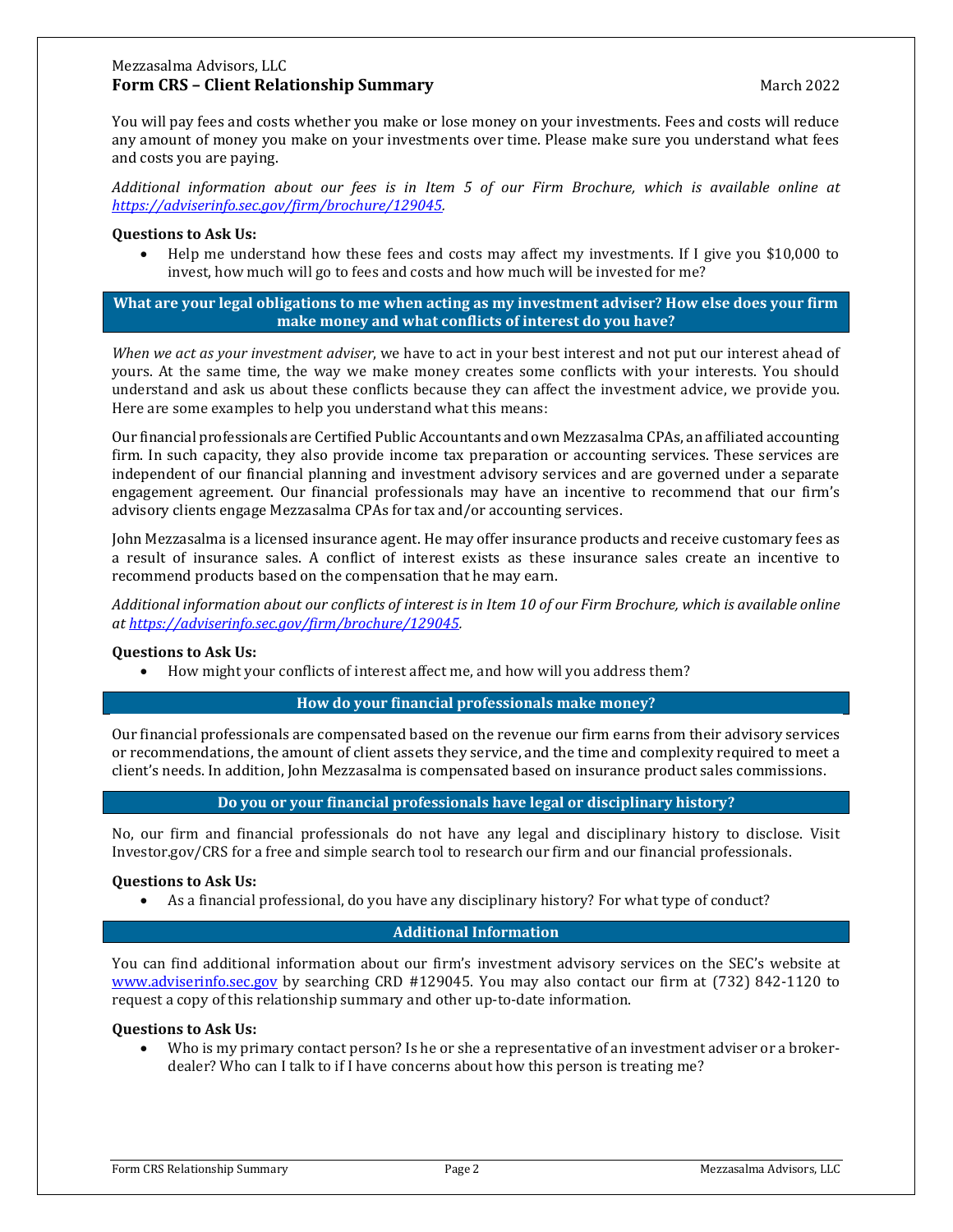You will pay fees and costs whether you make or lose money on your investments. Fees and costs will reduce any amount of money you make on your investments over time. Please make sure you understand what fees and costs you are paying.

*Additional information about our fees is in Item 5 of our Firm Brochure, which is available online at [https://adviserinfo.sec.gov/firm/brochure/129045](https://adviserinfo.sec.gov/firm/brochure/129045).*

**Questions to Ask Us:**

- Help me understand how these fees and costs may affect my investments. If I give you $10,000 to invest, how much will go to fees and costs and how much will be invested for me?

## What are your legal obligations to me when acting as my investment adviser? How else does your firm make money and what conflicts of interest do you have?

*When we act as your investment adviser*, we have to act in your best interest and not put our interest ahead of yours. At the same time, the way we make money creates some conflicts with your interests. You should understand and ask us about these conflicts because they can affect the investment advice, we provide you. Here are some examples to help you understand what this means:

Our financial professionals are Certified Public Accountants and own Mezzasalma CPAs, an affiliated accounting firm. In such capacity, they also provide income tax preparation or accounting services. These services are independent of our financial planning and investment advisory services and are governed under a separate engagement agreement. Our financial professionals may have an incentive to recommend that our firm's advisory clients engage Mezzasalma CPAs for tax and/or accounting services.

John Mezzasalma is a licensed insurance agent. He may offer insurance products and receive customary fees as a result of insurance sales. A conflict of interest exists as these insurance sales create an incentive to recommend products based on the compensation that he may earn.

*Additional information about our conflicts of interest is in Item 10 of our Firm Brochure, which is available online at [https://adviserinfo.sec.gov/firm/brochure/129045](https://adviserinfo.sec.gov/firm/brochure/129045).*

**Questions to Ask Us:**

- How might your conflicts of interest affect me, and how will you address them?

## How do your financial professionals make money?

Our financial professionals are compensated based on the revenue our firm earns from their advisory services or recommendations, the amount of client assets they service, and the time and complexity required to meet a client's needs. In addition, John Mezzasalma is compensated based on insurance product sales commissions.

## Do you or your financial professionals have legal or disciplinary history?

No, our firm and financial professionals do not have any legal and disciplinary history to disclose. Visit Investor.gov/CRS for a free and simple search tool to research our firm and our financial professionals.

**Questions to Ask Us:**

- As a financial professional, do you have any disciplinary history? For what type of conduct?

## Additional Information

You can find additional information about our firm's investment advisory services on the SEC's website at [www.adviserinfo.sec.gov](http://www.adviserinfo.sec.gov) by searching CRD #129045. You may also contact our firm at (732) 842-1120 to request a copy of this relationship summary and other up-to-date information.

**Questions to Ask Us:**

- Who is my primary contact person? Is he or she a representative of an investment adviser or a broker-dealer? Who can I talk to if I have concerns about how this person is treating me?